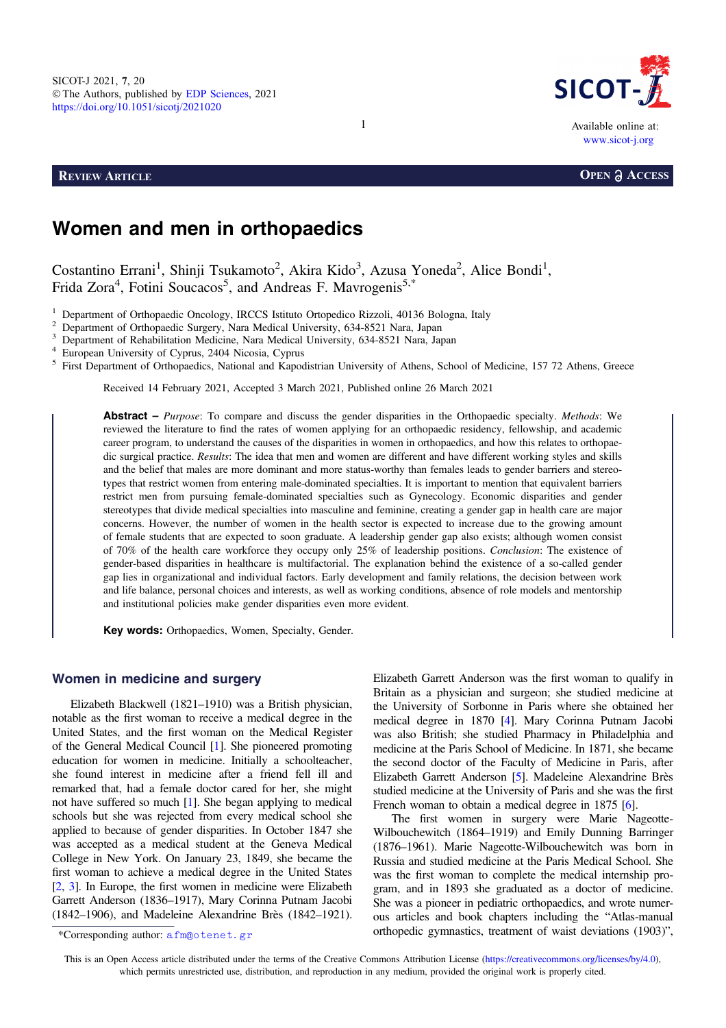REVIEW ARTICLE

OPEN ACCESS

# Women and men in orthopaedics

Costantino Errani[1], Shinji Tsukamoto[2], Akira Kido[3], Azusa Yoneda[2], Alice Bondi[1], Frida Zora[4], Fotini Soucacos[5], and Andreas F. Mavrogenis[5,*]

[1] Department of Orthopaedic Oncology, IRCCS Istituto Ortopedico Rizzoli, 40136 Bologna, Italy
[2] Department of Orthopaedic Surgery, Nara Medical University, 634-8521 Nara, Japan
[3] Department of Rehabilitation Medicine, Nara Medical University, 634-8521 Nara, Japan
[4] European University of Cyprus, 2404 Nicosia, Cyprus
[5] First Department of Orthopaedics, National and Kapodistrian University of Athens, School of Medicine, 157 72 Athens, Greece

Received 14 February 2021, Accepted 3 March 2021, Published online 26 March 2021

**Abstract –** *Purpose*: To compare and discuss the gender disparities in the Orthopaedic specialty. *Methods*: We reviewed the literature to find the rates of women applying for an orthopaedic residency, fellowship, and academic career program, to understand the causes of the disparities in women in orthopaedics, and how this relates to orthopaedic surgical practice. *Results*: The idea that men and women are different and have different working styles and skills and the belief that males are more dominant and more status-worthy than females leads to gender barriers and stereotypes that restrict women from entering male-dominated specialties. It is important to mention that equivalent barriers restrict men from pursuing female-dominated specialties such as Gynecology. Economic disparities and gender stereotypes that divide medical specialties into masculine and feminine, creating a gender gap in health care are major concerns. However, the number of women in the health sector is expected to increase due to the growing amount of female students that are expected to soon graduate. A leadership gender gap also exists; although women consist of 70% of the health care workforce they occupy only 25% of leadership positions. *Conclusion*: The existence of gender-based disparities in healthcare is multifactorial. The explanation behind the existence of a so-called gender gap lies in organizational and individual factors. Early development and family relations, the decision between work and life balance, personal choices and interests, as well as working conditions, absence of role models and mentorship and institutional policies make gender disparities even more evident.

**Key words:** Orthopaedics, Women, Specialty, Gender.

## Women in medicine and surgery

Elizabeth Blackwell (1821–1910) was a British physician, notable as the first woman to receive a medical degree in the United States, and the first woman on the Medical Register of the General Medical Council [1]. She pioneered promoting education for women in medicine. Initially a schoolteacher, she found interest in medicine after a friend fell ill and remarked that, had a female doctor cared for her, she might not have suffered so much [1]. She began applying to medical schools but she was rejected from every medical school she applied to because of gender disparities. In October 1847 she was accepted as a medical student at the Geneva Medical College in New York. On January 23, 1849, she became the first woman to achieve a medical degree in the United States [2, 3]. In Europe, the first women in medicine were Elizabeth Garrett Anderson (1836–1917), Mary Corinna Putnam Jacobi (1842–1906), and Madeleine Alexandrine Brès (1842–1921). Elizabeth Garrett Anderson was the first woman to qualify in Britain as a physician and surgeon; she studied medicine at the University of Sorbonne in Paris where she obtained her medical degree in 1870 [4]. Mary Corinna Putnam Jacobi was also British; she studied Pharmacy in Philadelphia and medicine at the Paris School of Medicine. In 1871, she became the second doctor of the Faculty of Medicine in Paris, after Elizabeth Garrett Anderson [5]. Madeleine Alexandrine Brès studied medicine at the University of Paris and she was the first French woman to obtain a medical degree in 1875 [6].

The first women in surgery were Marie Nageotte-Wilbouchewitch (1864–1919) and Emily Dunning Barringer (1876–1961). Marie Nageotte-Wilbouchewitch was born in Russia and studied medicine at the Paris Medical School. She was the first woman to complete the medical internship program, and in 1893 she graduated as a doctor of medicine. She was a pioneer in pediatric orthopaedics, and wrote numerous articles and book chapters including the "Atlas-manual orthopedic gymnastics, treatment of waist deviations (1903)",

*Corresponding author: afm@otenet.gr

This is an Open Access article distributed under the terms of the Creative Commons Attribution License (https://creativecommons.org/licenses/by/4.0), which permits unrestricted use, distribution, and reproduction in any medium, provided the original work is properly cited.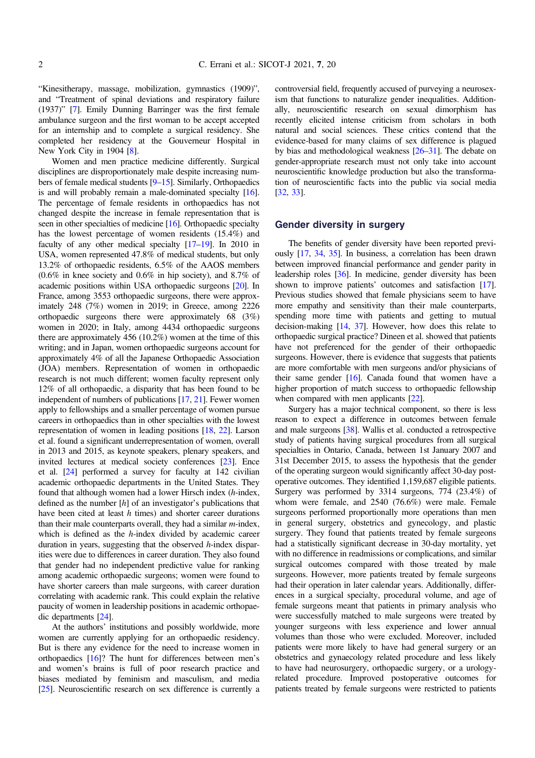"Kinesitherapy, massage, mobilization, gymnastics (1909)", and "Treatment of spinal deviations and respiratory failure (1937)" [7]. Emily Dunning Barringer was the first female ambulance surgeon and the first woman to be accept accepted for an internship and to complete a surgical residency. She completed her residency at the Gouverneur Hospital in New York City in 1904 [8].

Women and men practice medicine differently. Surgical disciplines are disproportionately male despite increasing numbers of female medical students [9–15]. Similarly, Orthopaedics is and will probably remain a male-dominated specialty [16]. The percentage of female residents in orthopaedics has not changed despite the increase in female representation that is seen in other specialties of medicine [16]. Orthopaedic specialty has the lowest percentage of women residents (15.4%) and faculty of any other medical specialty [17–19]. In 2010 in USA, women represented 47.8% of medical students, but only 13.2% of orthopaedic residents, 6.5% of the AAOS members (0.6% in knee society and 0.6% in hip society), and 8.7% of academic positions within USA orthopaedic surgeons [20]. In France, among 3553 orthopaedic surgeons, there were approximately 248 (7%) women in 2019; in Greece, among 2226 orthopaedic surgeons there were approximately 68 (3%) women in 2020; in Italy, among 4434 orthopaedic surgeons there are approximately 456 (10.2%) women at the time of this writing; and in Japan, women orthopaedic surgeons account for approximately 4% of all the Japanese Orthopaedic Association (JOA) members. Representation of women in orthopaedic research is not much different; women faculty represent only 12% of all orthopaedic, a disparity that has been found to be independent of numbers of publications [17, 21]. Fewer women apply to fellowships and a smaller percentage of women pursue careers in orthopaedics than in other specialties with the lowest representation of women in leading positions [18, 22]. Larson et al. found a significant underrepresentation of women, overall in 2013 and 2015, as keynote speakers, plenary speakers, and invited lectures at medical society conferences [23]. Ence et al. [24] performed a survey for faculty at 142 civilian academic orthopaedic departments in the United States. They found that although women had a lower Hirsch index (*h*-index, defined as the number [*h*] of an investigator's publications that have been cited at least *h* times) and shorter career durations than their male counterparts overall, they had a similar *m*-index, which is defined as the *h*-index divided by academic career duration in years, suggesting that the observed *h*-index disparities were due to differences in career duration. They also found that gender had no independent predictive value for ranking among academic orthopaedic surgeons; women were found to have shorter careers than male surgeons, with career duration correlating with academic rank. This could explain the relative paucity of women in leadership positions in academic orthopaedic departments [24].

At the authors' institutions and possibly worldwide, more women are currently applying for an orthopaedic residency. But is there any evidence for the need to increase women in orthopaedics [16]? The hunt for differences between men's and women's brains is full of poor research practice and biases mediated by feminism and masculism, and media [25]. Neuroscientific research on sex difference is currently a controversial field, frequently accused of purveying a neurosexism that functions to naturalize gender inequalities. Additionally, neuroscientific research on sexual dimorphism has recently elicited intense criticism from scholars in both natural and social sciences. These critics contend that the evidence-based for many claims of sex difference is plagued by bias and methodological weakness [26–31]. The debate on gender-appropriate research must not only take into account neuroscientific knowledge production but also the transformation of neuroscientific facts into the public via social media [32, 33].

## Gender diversity in surgery

The benefits of gender diversity have been reported previously [17, 34, 35]. In business, a correlation has been drawn between improved financial performance and gender parity in leadership roles [36]. In medicine, gender diversity has been shown to improve patients' outcomes and satisfaction [17]. Previous studies showed that female physicians seem to have more empathy and sensitivity than their male counterparts, spending more time with patients and getting to mutual decision-making [14, 37]. However, how does this relate to orthopaedic surgical practice? Dineen et al. showed that patients have not preferenced for the gender of their orthopaedic surgeons. However, there is evidence that suggests that patients are more comfortable with men surgeons and/or physicians of their same gender [16]. Canada found that women have a higher proportion of match success to orthopaedic fellowship when compared with men applicants [22].

Surgery has a major technical component, so there is less reason to expect a difference in outcomes between female and male surgeons [38]. Wallis et al. conducted a retrospective study of patients having surgical procedures from all surgical specialties in Ontario, Canada, between 1st January 2007 and 31st December 2015, to assess the hypothesis that the gender of the operating surgeon would significantly affect 30-day postoperative outcomes. They identified 1,159,687 eligible patients. Surgery was performed by 3314 surgeons, 774 (23.4%) of whom were female, and 2540 (76.6%) were male. Female surgeons performed proportionally more operations than men in general surgery, obstetrics and gynecology, and plastic surgery. They found that patients treated by female surgeons had a statistically significant decrease in 30-day mortality, yet with no difference in readmissions or complications, and similar surgical outcomes compared with those treated by male surgeons. However, more patients treated by female surgeons had their operation in later calendar years. Additionally, differences in a surgical specialty, procedural volume, and age of female surgeons meant that patients in primary analysis who were successfully matched to male surgeons were treated by younger surgeons with less experience and lower annual volumes than those who were excluded. Moreover, included patients were more likely to have had general surgery or an obstetrics and gynaecology related procedure and less likely to have had neurosurgery, orthopaedic surgery, or a urology-related procedure. Improved postoperative outcomes for patients treated by female surgeons were restricted to patients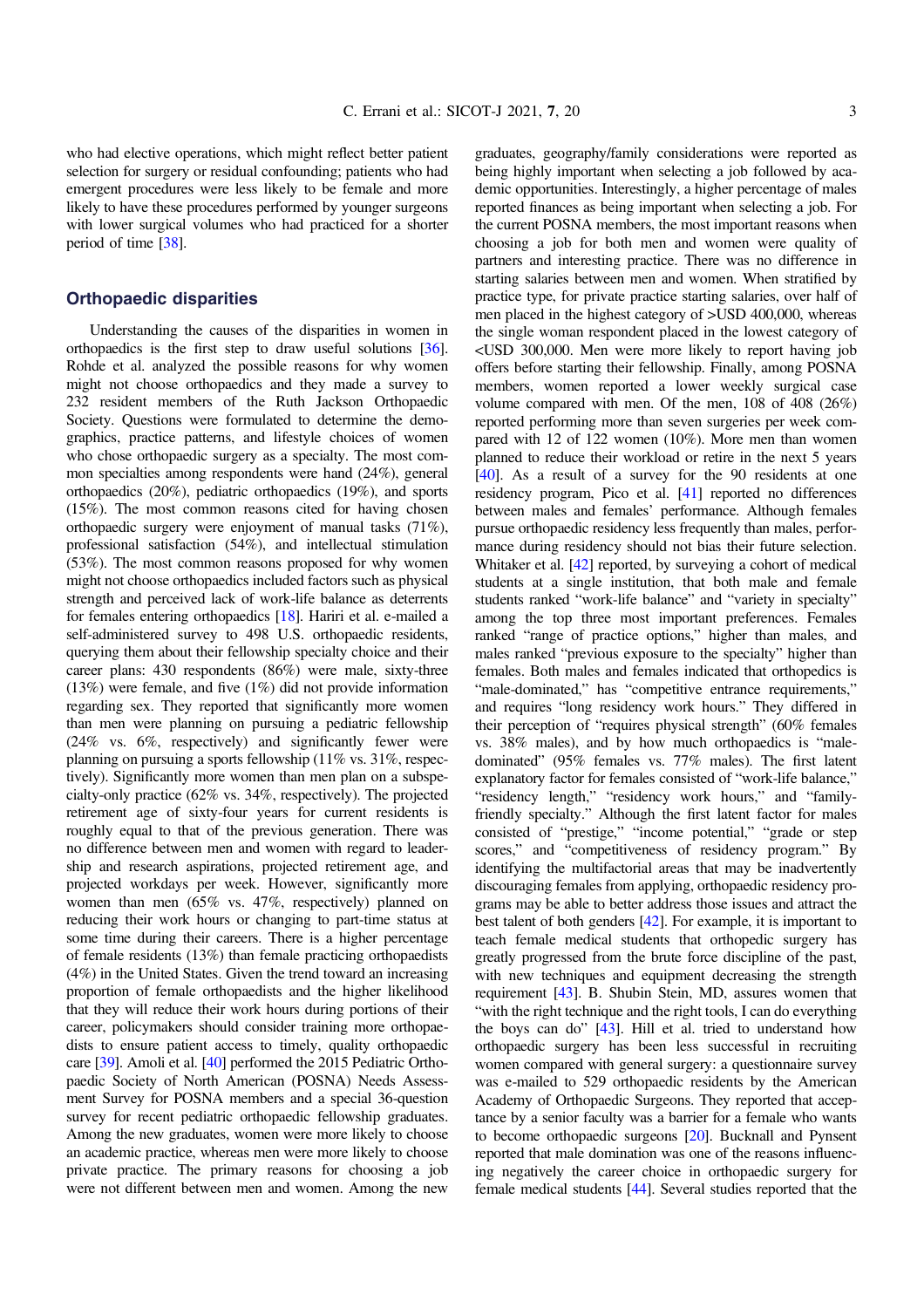who had elective operations, which might reflect better patient selection for surgery or residual confounding; patients who had emergent procedures were less likely to be female and more likely to have these procedures performed by younger surgeons with lower surgical volumes who had practiced for a shorter period of time [38].

## Orthopaedic disparities

Understanding the causes of the disparities in women in orthopaedics is the first step to draw useful solutions [36]. Rohde et al. analyzed the possible reasons for why women might not choose orthopaedics and they made a survey to 232 resident members of the Ruth Jackson Orthopaedic Society. Questions were formulated to determine the demographics, practice patterns, and lifestyle choices of women who chose orthopaedic surgery as a specialty. The most common specialties among respondents were hand (24%), general orthopaedics (20%), pediatric orthopaedics (19%), and sports (15%). The most common reasons cited for having chosen orthopaedic surgery were enjoyment of manual tasks (71%), professional satisfaction (54%), and intellectual stimulation (53%). The most common reasons proposed for why women might not choose orthopaedics included factors such as physical strength and perceived lack of work-life balance as deterrents for females entering orthopaedics [18]. Hariri et al. e-mailed a self-administered survey to 498 U.S. orthopaedic residents, querying them about their fellowship specialty choice and their career plans: 430 respondents (86%) were male, sixty-three (13%) were female, and five (1%) did not provide information regarding sex. They reported that significantly more women than men were planning on pursuing a pediatric fellowship (24% vs. 6%, respectively) and significantly fewer were planning on pursuing a sports fellowship (11% vs. 31%, respectively). Significantly more women than men plan on a subspecialty-only practice (62% vs. 34%, respectively). The projected retirement age of sixty-four years for current residents is roughly equal to that of the previous generation. There was no difference between men and women with regard to leadership and research aspirations, projected retirement age, and projected workdays per week. However, significantly more women than men (65% vs. 47%, respectively) planned on reducing their work hours or changing to part-time status at some time during their careers. There is a higher percentage of female residents (13%) than female practicing orthopaedists (4%) in the United States. Given the trend toward an increasing proportion of female orthopaedists and the higher likelihood that they will reduce their work hours during portions of their career, policymakers should consider training more orthopaedists to ensure patient access to timely, quality orthopaedic care [39]. Amoli et al. [40] performed the 2015 Pediatric Orthopaedic Society of North American (POSNA) Needs Assessment Survey for POSNA members and a special 36-question survey for recent pediatric orthopaedic fellowship graduates. Among the new graduates, women were more likely to choose an academic practice, whereas men were more likely to choose private practice. The primary reasons for choosing a job were not different between men and women. Among the new graduates, geography/family considerations were reported as being highly important when selecting a job followed by academic opportunities. Interestingly, a higher percentage of males reported finances as being important when selecting a job. For the current POSNA members, the most important reasons when choosing a job for both men and women were quality of partners and interesting practice. There was no difference in starting salaries between men and women. When stratified by practice type, for private practice starting salaries, over half of men placed in the highest category of >USD 400,000, whereas the single woman respondent placed in the lowest category of <USD 300,000. Men were more likely to report having job offers before starting their fellowship. Finally, among POSNA members, women reported a lower weekly surgical case volume compared with men. Of the men, 108 of 408 (26%) reported performing more than seven surgeries per week compared with 12 of 122 women (10%). More men than women planned to reduce their workload or retire in the next 5 years [40]. As a result of a survey for the 90 residents at one residency program, Pico et al. [41] reported no differences between males and females' performance. Although females pursue orthopaedic residency less frequently than males, performance during residency should not bias their future selection. Whitaker et al. [42] reported, by surveying a cohort of medical students at a single institution, that both male and female students ranked "work-life balance" and "variety in specialty" among the top three most important preferences. Females ranked "range of practice options," higher than males, and males ranked "previous exposure to the specialty" higher than females. Both males and females indicated that orthopedics is "male-dominated," has "competitive entrance requirements," and requires "long residency work hours." They differed in their perception of "requires physical strength" (60% females vs. 38% males), and by how much orthopaedics is "male-dominated" (95% females vs. 77% males). The first latent explanatory factor for females consisted of "work-life balance," "residency length," "residency work hours," and "family-friendly specialty." Although the first latent factor for males consisted of "prestige," "income potential," "grade or step scores," and "competitiveness of residency program." By identifying the multifactorial areas that may be inadvertently discouraging females from applying, orthopaedic residency programs may be able to better address those issues and attract the best talent of both genders [42]. For example, it is important to teach female medical students that orthopedic surgery has greatly progressed from the brute force discipline of the past, with new techniques and equipment decreasing the strength requirement [43]. B. Shubin Stein, MD, assures women that "with the right technique and the right tools, I can do everything the boys can do" [43]. Hill et al. tried to understand how orthopaedic surgery has been less successful in recruiting women compared with general surgery: a questionnaire survey was e-mailed to 529 orthopaedic residents by the American Academy of Orthopaedic Surgeons. They reported that acceptance by a senior faculty was a barrier for a female who wants to become orthopaedic surgeons [20]. Bucknall and Pynsent reported that male domination was one of the reasons influencing negatively the career choice in orthopaedic surgery for female medical students [44]. Several studies reported that the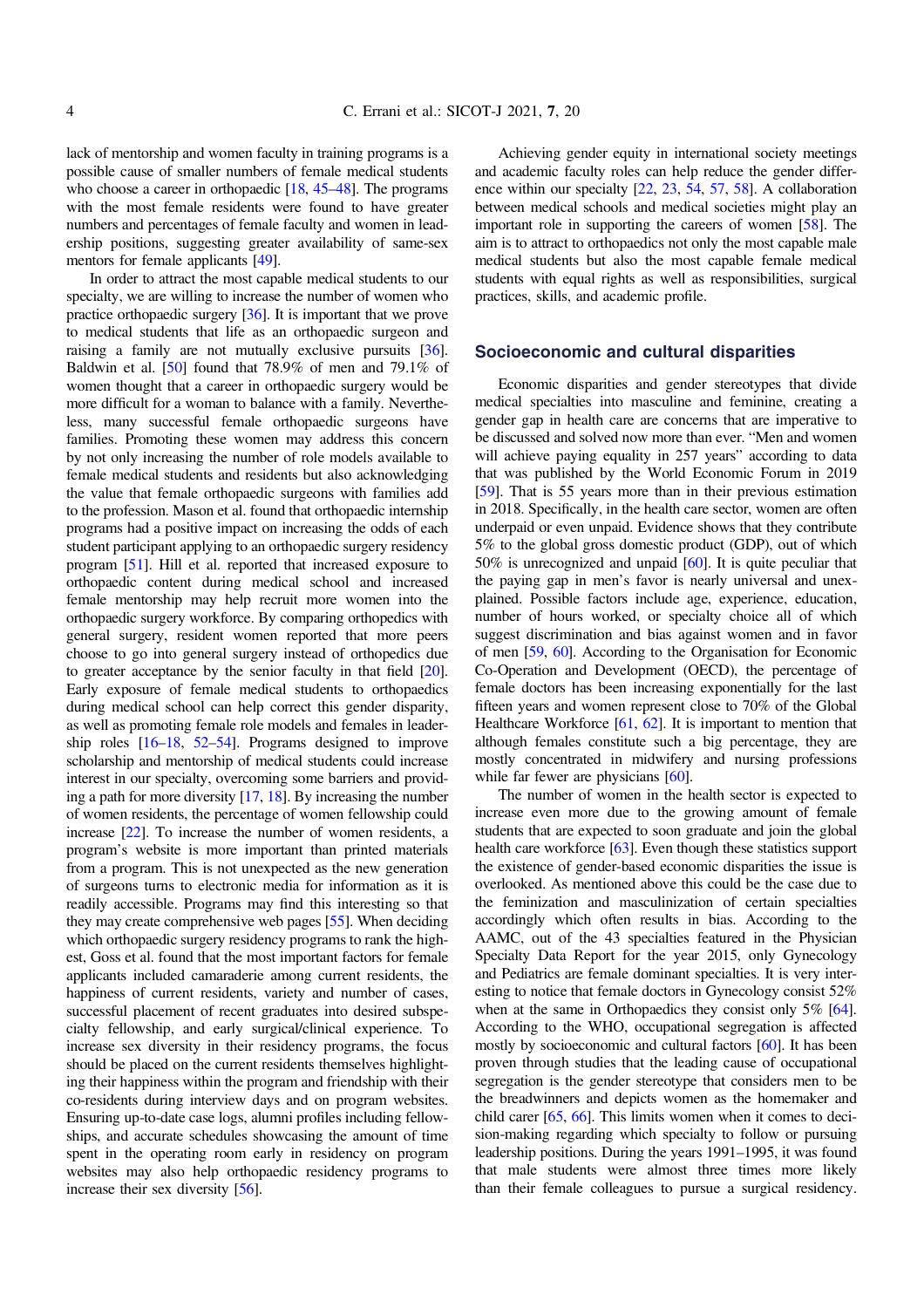lack of mentorship and women faculty in training programs is a possible cause of smaller numbers of female medical students who choose a career in orthopaedic [18, 45–48]. The programs with the most female residents were found to have greater numbers and percentages of female faculty and women in leadership positions, suggesting greater availability of same-sex mentors for female applicants [49].

In order to attract the most capable medical students to our specialty, we are willing to increase the number of women who practice orthopaedic surgery [36]. It is important that we prove to medical students that life as an orthopaedic surgeon and raising a family are not mutually exclusive pursuits [36]. Baldwin et al. [50] found that 78.9% of men and 79.1% of women thought that a career in orthopaedic surgery would be more difficult for a woman to balance with a family. Nevertheless, many successful female orthopaedic surgeons have families. Promoting these women may address this concern by not only increasing the number of role models available to female medical students and residents but also acknowledging the value that female orthopaedic surgeons with families add to the profession. Mason et al. found that orthopaedic internship programs had a positive impact on increasing the odds of each student participant applying to an orthopaedic surgery residency program [51]. Hill et al. reported that increased exposure to orthopaedic content during medical school and increased female mentorship may help recruit more women into the orthopaedic surgery workforce. By comparing orthopedics with general surgery, resident women reported that more peers choose to go into general surgery instead of orthopedics due to greater acceptance by the senior faculty in that field [20]. Early exposure of female medical students to orthopaedics during medical school can help correct this gender disparity, as well as promoting female role models and females in leadership roles [16–18, 52–54]. Programs designed to improve scholarship and mentorship of medical students could increase interest in our specialty, overcoming some barriers and providing a path for more diversity [17, 18]. By increasing the number of women residents, the percentage of women fellowship could increase [22]. To increase the number of women residents, a program's website is more important than printed materials from a program. This is not unexpected as the new generation of surgeons turns to electronic media for information as it is readily accessible. Programs may find this interesting so that they may create comprehensive web pages [55]. When deciding which orthopaedic surgery residency programs to rank the highest, Goss et al. found that the most important factors for female applicants included camaraderie among current residents, the happiness of current residents, variety and number of cases, successful placement of recent graduates into desired subspecialty fellowship, and early surgical/clinical experience. To increase sex diversity in their residency programs, the focus should be placed on the current residents themselves highlighting their happiness within the program and friendship with their co-residents during interview days and on program websites. Ensuring up-to-date case logs, alumni profiles including fellowships, and accurate schedules showcasing the amount of time spent in the operating room early in residency on program websites may also help orthopaedic residency programs to increase their sex diversity [56].

Achieving gender equity in international society meetings and academic faculty roles can help reduce the gender difference within our specialty [22, 23, 54, 57, 58]. A collaboration between medical schools and medical societies might play an important role in supporting the careers of women [58]. The aim is to attract to orthopaedics not only the most capable male medical students but also the most capable female medical students with equal rights as well as responsibilities, surgical practices, skills, and academic profile.

## Socioeconomic and cultural disparities

Economic disparities and gender stereotypes that divide medical specialties into masculine and feminine, creating a gender gap in health care are concerns that are imperative to be discussed and solved now more than ever. "Men and women will achieve paying equality in 257 years" according to data that was published by the World Economic Forum in 2019 [59]. That is 55 years more than in their previous estimation in 2018. Specifically, in the health care sector, women are often underpaid or even unpaid. Evidence shows that they contribute 5% to the global gross domestic product (GDP), out of which 50% is unrecognized and unpaid [60]. It is quite peculiar that the paying gap in men's favor is nearly universal and unexplained. Possible factors include age, experience, education, number of hours worked, or specialty choice all of which suggest discrimination and bias against women and in favor of men [59, 60]. According to the Organisation for Economic Co-Operation and Development (OECD), the percentage of female doctors has been increasing exponentially for the last fifteen years and women represent close to 70% of the Global Healthcare Workforce [61, 62]. It is important to mention that although females constitute such a big percentage, they are mostly concentrated in midwifery and nursing professions while far fewer are physicians [60].

The number of women in the health sector is expected to increase even more due to the growing amount of female students that are expected to soon graduate and join the global health care workforce [63]. Even though these statistics support the existence of gender-based economic disparities the issue is overlooked. As mentioned above this could be the case due to the feminization and masculinization of certain specialties accordingly which often results in bias. According to the AAMC, out of the 43 specialties featured in the Physician Specialty Data Report for the year 2015, only Gynecology and Pediatrics are female dominant specialties. It is very interesting to notice that female doctors in Gynecology consist 52% when at the same in Orthopaedics they consist only 5% [64]. According to the WHO, occupational segregation is affected mostly by socioeconomic and cultural factors [60]. It has been proven through studies that the leading cause of occupational segregation is the gender stereotype that considers men to be the breadwinners and depicts women as the homemaker and child carer [65, 66]. This limits women when it comes to decision-making regarding which specialty to follow or pursuing leadership positions. During the years 1991–1995, it was found that male students were almost three times more likely than their female colleagues to pursue a surgical residency.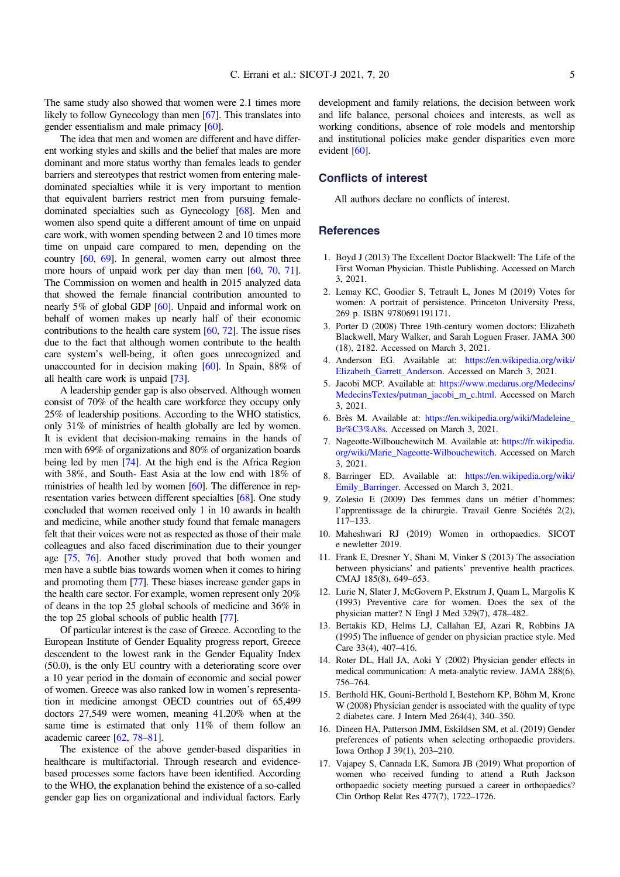The same study also showed that women were 2.1 times more likely to follow Gynecology than men [67]. This translates into gender essentialism and male primacy [60].

The idea that men and women are different and have different working styles and skills and the belief that males are more dominant and more status worthy than females leads to gender barriers and stereotypes that restrict women from entering male-dominated specialties while it is very important to mention that equivalent barriers restrict men from pursuing female-dominated specialties such as Gynecology [68]. Men and women also spend quite a different amount of time on unpaid care work, with women spending between 2 and 10 times more time on unpaid care compared to men, depending on the country [60, 69]. In general, women carry out almost three more hours of unpaid work per day than men [60, 70, 71]. The Commission on women and health in 2015 analyzed data that showed the female financial contribution amounted to nearly 5% of global GDP [60]. Unpaid and informal work on behalf of women makes up nearly half of their economic contributions to the health care system [60, 72]. The issue rises due to the fact that although women contribute to the health care system's well-being, it often goes unrecognized and unaccounted for in decision making [60]. In Spain, 88% of all health care work is unpaid [73].

A leadership gender gap is also observed. Although women consist of 70% of the health care workforce they occupy only 25% of leadership positions. According to the WHO statistics, only 31% of ministries of health globally are led by women. It is evident that decision-making remains in the hands of men with 69% of organizations and 80% of organization boards being led by men [74]. At the high end is the Africa Region with 38%, and South- East Asia at the low end with 18% of ministries of health led by women [60]. The difference in representation varies between different specialties [68]. One study concluded that women received only 1 in 10 awards in health and medicine, while another study found that female managers felt that their voices were not as respected as those of their male colleagues and also faced discrimination due to their younger age [75, 76]. Another study proved that both women and men have a subtle bias towards women when it comes to hiring and promoting them [77]. These biases increase gender gaps in the health care sector. For example, women represent only 20% of deans in the top 25 global schools of medicine and 36% in the top 25 global schools of public health [77].

Of particular interest is the case of Greece. According to the European Institute of Gender Equality progress report, Greece descendent to the lowest rank in the Gender Equality Index (50.0), is the only EU country with a deteriorating score over a 10 year period in the domain of economic and social power of women. Greece was also ranked low in women's representation in medicine amongst OECD countries out of 65,499 doctors 27,549 were women, meaning 41.20% when at the same time is estimated that only 11% of them follow an academic career [62, 78–81].

The existence of the above gender-based disparities in healthcare is multifactorial. Through research and evidence-based processes some factors have been identified. According to the WHO, the explanation behind the existence of a so-called gender gap lies on organizational and individual factors. Early development and family relations, the decision between work and life balance, personal choices and interests, as well as working conditions, absence of role models and mentorship and institutional policies make gender disparities even more evident [60].

## Conflicts of interest

All authors declare no conflicts of interest.

## References

1. Boyd J (2013) The Excellent Doctor Blackwell: The Life of the First Woman Physician. Thistle Publishing. Accessed on March 3, 2021.
2. Lemay KC, Goodier S, Tetrault L, Jones M (2019) Votes for women: A portrait of persistence. Princeton University Press, 269 p. ISBN 9780691191171.
3. Porter D (2008) Three 19th-century women doctors: Elizabeth Blackwell, Mary Walker, and Sarah Loguen Fraser. JAMA 300 (18), 2182. Accessed on March 3, 2021.
4. Anderson EG. Available at: https://en.wikipedia.org/wiki/Elizabeth_Garrett_Anderson. Accessed on March 3, 2021.
5. Jacobi MCP. Available at: https://www.medarus.org/Medecins/MedecinsTextes/putman_jacobi_m_c.html. Accessed on March 3, 2021.
6. Brès M. Available at: https://en.wikipedia.org/wiki/Madeleine_Br%C3%A8s. Accessed on March 3, 2021.
7. Nageotte-Wilbouchewitch M. Available at: https://fr.wikipedia.org/wiki/Marie_Nageotte-Wilbouchewitch. Accessed on March 3, 2021.
8. Barringer ED. Available at: https://en.wikipedia.org/wiki/Emily_Barringer. Accessed on March 3, 2021.
9. Zolesio E (2009) Des femmes dans un métier d'hommes: l'apprentissage de la chirurgie. Travail Genre Sociétés 2(2), 117–133.
10. Maheshwari RJ (2019) Women in orthopaedics. SICOT e newletter 2019.
11. Frank E, Dresner Y, Shani M, Vinker S (2013) The association between physicians' and patients' preventive health practices. CMAJ 185(8), 649–653.
12. Lurie N, Slater J, McGovern P, Ekstrum J, Quam L, Margolis K (1993) Preventive care for women. Does the sex of the physician matter? N Engl J Med 329(7), 478–482.
13. Bertakis KD, Helms LJ, Callahan EJ, Azari R, Robbins JA (1995) The influence of gender on physician practice style. Med Care 33(4), 407–416.
14. Roter DL, Hall JA, Aoki Y (2002) Physician gender effects in medical communication: A meta-analytic review. JAMA 288(6), 756–764.
15. Berthold HK, Gouni-Berthold I, Bestehorn KP, Böhm M, Krone W (2008) Physician gender is associated with the quality of type 2 diabetes care. J Intern Med 264(4), 340–350.
16. Dineen HA, Patterson JMM, Eskildsen SM, et al. (2019) Gender preferences of patients when selecting orthopaedic providers. Iowa Orthop J 39(1), 203–210.
17. Vajapey S, Cannada LK, Samora JB (2019) What proportion of women who received funding to attend a Ruth Jackson orthopaedic society meeting pursued a career in orthopaedics? Clin Orthop Relat Res 477(7), 1722–1726.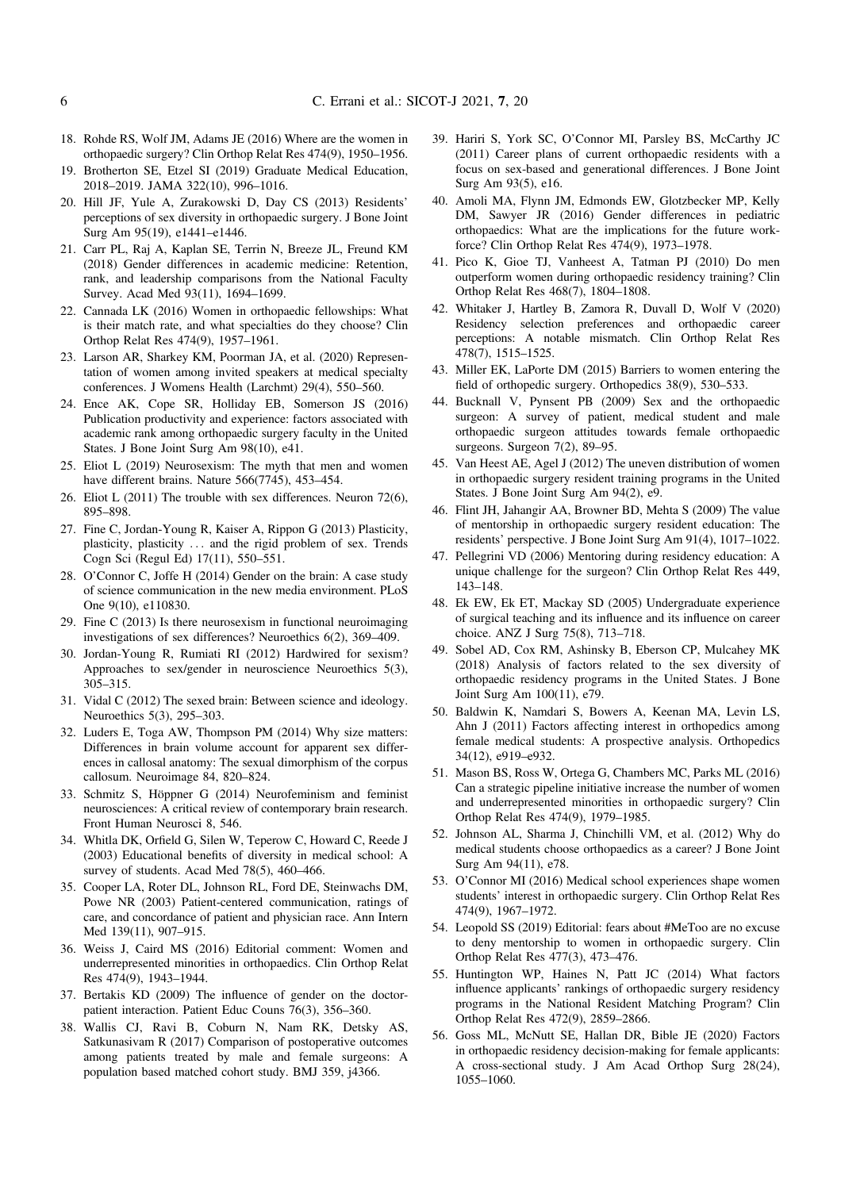18. Rohde RS, Wolf JM, Adams JE (2016) Where are the women in orthopaedic surgery? Clin Orthop Relat Res 474(9), 1950–1956.
19. Brotherton SE, Etzel SI (2019) Graduate Medical Education, 2018–2019. JAMA 322(10), 996–1016.
20. Hill JF, Yule A, Zurakowski D, Day CS (2013) Residents' perceptions of sex diversity in orthopaedic surgery. J Bone Joint Surg Am 95(19), e1441–e1446.
21. Carr PL, Raj A, Kaplan SE, Terrin N, Breeze JL, Freund KM (2018) Gender differences in academic medicine: Retention, rank, and leadership comparisons from the National Faculty Survey. Acad Med 93(11), 1694–1699.
22. Cannada LK (2016) Women in orthopaedic fellowships: What is their match rate, and what specialties do they choose? Clin Orthop Relat Res 474(9), 1957–1961.
23. Larson AR, Sharkey KM, Poorman JA, et al. (2020) Representation of women among invited speakers at medical specialty conferences. J Womens Health (Larchmt) 29(4), 550–560.
24. Ence AK, Cope SR, Holliday EB, Somerson JS (2016) Publication productivity and experience: factors associated with academic rank among orthopaedic surgery faculty in the United States. J Bone Joint Surg Am 98(10), e41.
25. Eliot L (2019) Neurosexism: The myth that men and women have different brains. Nature 566(7745), 453–454.
26. Eliot L (2011) The trouble with sex differences. Neuron 72(6), 895–898.
27. Fine C, Jordan-Young R, Kaiser A, Rippon G (2013) Plasticity, plasticity, plasticity … and the rigid problem of sex. Trends Cogn Sci (Regul Ed) 17(11), 550–551.
28. O'Connor C, Joffe H (2014) Gender on the brain: A case study of science communication in the new media environment. PLoS One 9(10), e110830.
29. Fine C (2013) Is there neurosexism in functional neuroimaging investigations of sex differences? Neuroethics 6(2), 369–409.
30. Jordan-Young R, Rumiati RI (2012) Hardwired for sexism? Approaches to sex/gender in neuroscience Neuroethics 5(3), 305–315.
31. Vidal C (2012) The sexed brain: Between science and ideology. Neuroethics 5(3), 295–303.
32. Luders E, Toga AW, Thompson PM (2014) Why size matters: Differences in brain volume account for apparent sex differences in callosal anatomy: The sexual dimorphism of the corpus callosum. Neuroimage 84, 820–824.
33. Schmitz S, Höppner G (2014) Neurofeminism and feminist neurosciences: A critical review of contemporary brain research. Front Human Neurosci 8, 546.
34. Whitla DK, Orfield G, Silen W, Teperow C, Howard C, Reede J (2003) Educational benefits of diversity in medical school: A survey of students. Acad Med 78(5), 460–466.
35. Cooper LA, Roter DL, Johnson RL, Ford DE, Steinwachs DM, Powe NR (2003) Patient-centered communication, ratings of care, and concordance of patient and physician race. Ann Intern Med 139(11), 907–915.
36. Weiss J, Caird MS (2016) Editorial comment: Women and underrepresented minorities in orthopaedics. Clin Orthop Relat Res 474(9), 1943–1944.
37. Bertakis KD (2009) The influence of gender on the doctor-patient interaction. Patient Educ Couns 76(3), 356–360.
38. Wallis CJ, Ravi B, Coburn N, Nam RK, Detsky AS, Satkunasivam R (2017) Comparison of postoperative outcomes among patients treated by male and female surgeons: A population based matched cohort study. BMJ 359, j4366.
39. Hariri S, York SC, O'Connor MI, Parsley BS, McCarthy JC (2011) Career plans of current orthopaedic residents with a focus on sex-based and generational differences. J Bone Joint Surg Am 93(5), e16.
40. Amoli MA, Flynn JM, Edmonds EW, Glotzbecker MP, Kelly DM, Sawyer JR (2016) Gender differences in pediatric orthopaedics: What are the implications for the future workforce? Clin Orthop Relat Res 474(9), 1973–1978.
41. Pico K, Gioe TJ, Vanheest A, Tatman PJ (2010) Do men outperform women during orthopaedic residency training? Clin Orthop Relat Res 468(7), 1804–1808.
42. Whitaker J, Hartley B, Zamora R, Duvall D, Wolf V (2020) Residency selection preferences and orthopaedic career perceptions: A notable mismatch. Clin Orthop Relat Res 478(7), 1515–1525.
43. Miller EK, LaPorte DM (2015) Barriers to women entering the field of orthopedic surgery. Orthopedics 38(9), 530–533.
44. Bucknall V, Pynsent PB (2009) Sex and the orthopaedic surgeon: A survey of patient, medical student and male orthopaedic surgeon attitudes towards female orthopaedic surgeons. Surgeon 7(2), 89–95.
45. Van Heest AE, Agel J (2012) The uneven distribution of women in orthopaedic surgery resident training programs in the United States. J Bone Joint Surg Am 94(2), e9.
46. Flint JH, Jahangir AA, Browner BD, Mehta S (2009) The value of mentorship in orthopaedic surgery resident education: The residents' perspective. J Bone Joint Surg Am 91(4), 1017–1022.
47. Pellegrini VD (2006) Mentoring during residency education: A unique challenge for the surgeon? Clin Orthop Relat Res 449, 143–148.
48. Ek EW, Ek ET, Mackay SD (2005) Undergraduate experience of surgical teaching and its influence and its influence on career choice. ANZ J Surg 75(8), 713–718.
49. Sobel AD, Cox RM, Ashinsky B, Eberson CP, Mulcahey MK (2018) Analysis of factors related to the sex diversity of orthopaedic residency programs in the United States. J Bone Joint Surg Am 100(11), e79.
50. Baldwin K, Namdari S, Bowers A, Keenan MA, Levin LS, Ahn J (2011) Factors affecting interest in orthopedics among female medical students: A prospective analysis. Orthopedics 34(12), e919–e932.
51. Mason BS, Ross W, Ortega G, Chambers MC, Parks ML (2016) Can a strategic pipeline initiative increase the number of women and underrepresented minorities in orthopaedic surgery? Clin Orthop Relat Res 474(9), 1979–1985.
52. Johnson AL, Sharma J, Chinchilli VM, et al. (2012) Why do medical students choose orthopaedics as a career? J Bone Joint Surg Am 94(11), e78.
53. O'Connor MI (2016) Medical school experiences shape women students' interest in orthopaedic surgery. Clin Orthop Relat Res 474(9), 1967–1972.
54. Leopold SS (2019) Editorial: fears about #MeToo are no excuse to deny mentorship to women in orthopaedic surgery. Clin Orthop Relat Res 477(3), 473–476.
55. Huntington WP, Haines N, Patt JC (2014) What factors influence applicants' rankings of orthopaedic surgery residency programs in the National Resident Matching Program? Clin Orthop Relat Res 472(9), 2859–2866.
56. Goss ML, McNutt SE, Hallan DR, Bible JE (2020) Factors in orthopaedic residency decision-making for female applicants: A cross-sectional study. J Am Acad Orthop Surg 28(24), 1055–1060.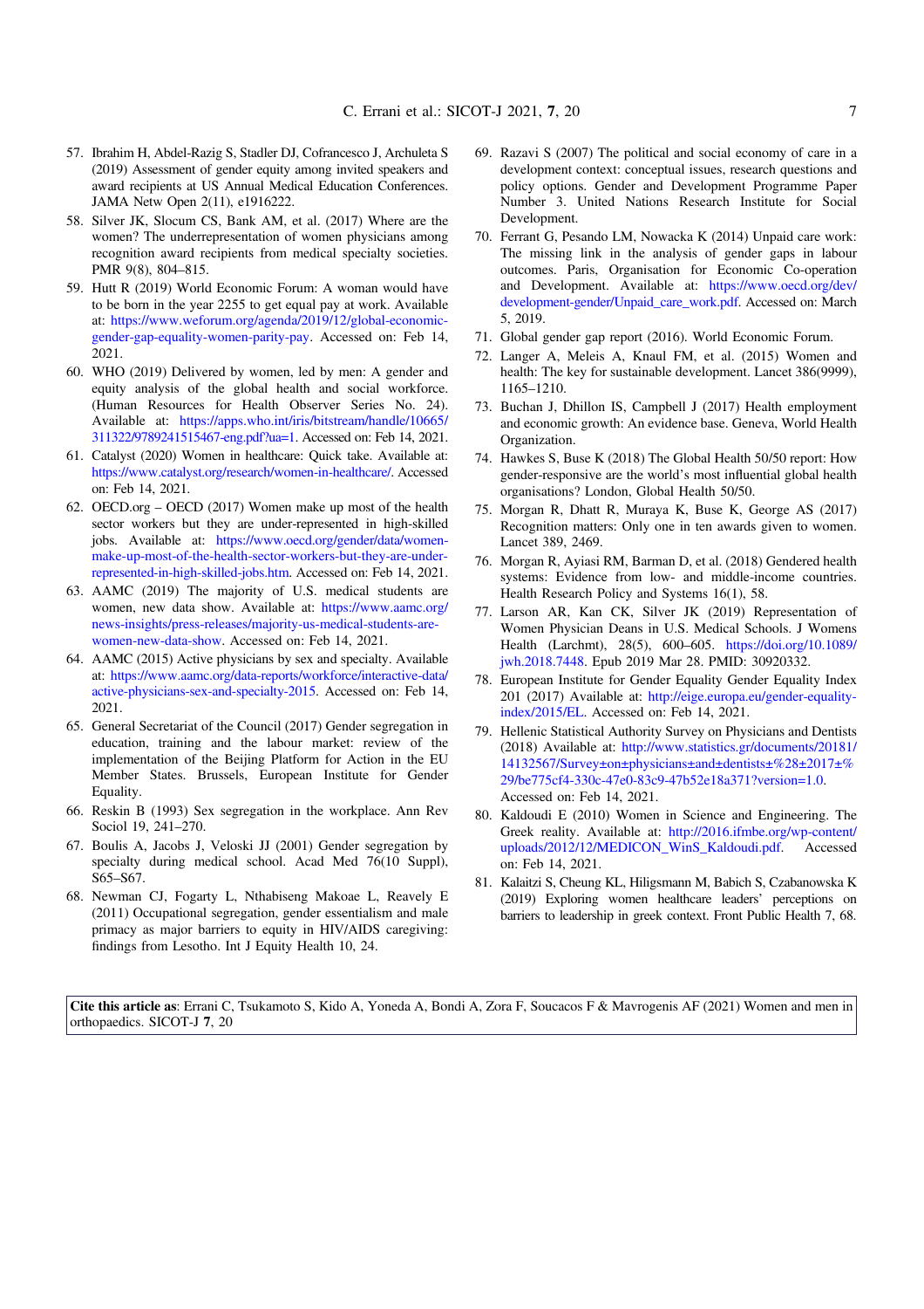57. Ibrahim H, Abdel-Razig S, Stadler DJ, Cofrancesco J, Archuleta S (2019) Assessment of gender equity among invited speakers and award recipients at US Annual Medical Education Conferences. JAMA Netw Open 2(11), e1916222.
58. Silver JK, Slocum CS, Bank AM, et al. (2017) Where are the women? The underrepresentation of women physicians among recognition award recipients from medical specialty societies. PMR 9(8), 804–815.
59. Hutt R (2019) World Economic Forum: A woman would have to be born in the year 2255 to get equal pay at work. Available at: https://www.weforum.org/agenda/2019/12/global-economic-gender-gap-equality-women-parity-pay. Accessed on: Feb 14, 2021.
60. WHO (2019) Delivered by women, led by men: A gender and equity analysis of the global health and social workforce. (Human Resources for Health Observer Series No. 24). Available at: https://apps.who.int/iris/bitstream/handle/10665/311322/9789241515467-eng.pdf?ua=1. Accessed on: Feb 14, 2021.
61. Catalyst (2020) Women in healthcare: Quick take. Available at: https://www.catalyst.org/research/women-in-healthcare/. Accessed on: Feb 14, 2021.
62. OECD.org – OECD (2017) Women make up most of the health sector workers but they are under-represented in high-skilled jobs. Available at: https://www.oecd.org/gender/data/women-make-up-most-of-the-health-sector-workers-but-they-are-under-represented-in-high-skilled-jobs.htm. Accessed on: Feb 14, 2021.
63. AAMC (2019) The majority of U.S. medical students are women, new data show. Available at: https://www.aamc.org/news-insights/press-releases/majority-us-medical-students-are-women-new-data-show. Accessed on: Feb 14, 2021.
64. AAMC (2015) Active physicians by sex and specialty. Available at: https://www.aamc.org/data-reports/workforce/interactive-data/active-physicians-sex-and-specialty-2015. Accessed on: Feb 14, 2021.
65. General Secretariat of the Council (2017) Gender segregation in education, training and the labour market: review of the implementation of the Beijing Platform for Action in the EU Member States. Brussels, European Institute for Gender Equality.
66. Reskin B (1993) Sex segregation in the workplace. Ann Rev Sociol 19, 241–270.
67. Boulis A, Jacobs J, Veloski JJ (2001) Gender segregation by specialty during medical school. Acad Med 76(10 Suppl), S65–S67.
68. Newman CJ, Fogarty L, Nthabiseng Makoae L, Reavely E (2011) Occupational segregation, gender essentialism and male primacy as major barriers to equity in HIV/AIDS caregiving: findings from Lesotho. Int J Equity Health 10, 24.
69. Razavi S (2007) The political and social economy of care in a development context: conceptual issues, research questions and policy options. Gender and Development Programme Paper Number 3. United Nations Research Institute for Social Development.
70. Ferrant G, Pesando LM, Nowacka K (2014) Unpaid care work: The missing link in the analysis of gender gaps in labour outcomes. Paris, Organisation for Economic Co-operation and Development. Available at: https://www.oecd.org/dev/development-gender/Unpaid_care_work.pdf. Accessed on: March 5, 2019.
71. Global gender gap report (2016). World Economic Forum.
72. Langer A, Meleis A, Knaul FM, et al. (2015) Women and health: The key for sustainable development. Lancet 386(9999), 1165–1210.
73. Buchan J, Dhillon IS, Campbell J (2017) Health employment and economic growth: An evidence base. Geneva, World Health Organization.
74. Hawkes S, Buse K (2018) The Global Health 50/50 report: How gender-responsive are the world's most influential global health organisations? London, Global Health 50/50.
75. Morgan R, Dhatt R, Muraya K, Buse K, George AS (2017) Recognition matters: Only one in ten awards given to women. Lancet 389, 2469.
76. Morgan R, Ayiasi RM, Barman D, et al. (2018) Gendered health systems: Evidence from low- and middle-income countries. Health Research Policy and Systems 16(1), 58.
77. Larson AR, Kan CK, Silver JK (2019) Representation of Women Physician Deans in U.S. Medical Schools. J Womens Health (Larchmt), 28(5), 600–605. https://doi.org/10.1089/jwh.2018.7448. Epub 2019 Mar 28. PMID: 30920332.
78. European Institute for Gender Equality Gender Equality Index 201 (2017) Available at: http://eige.europa.eu/gender-equality-index/2015/EL. Accessed on: Feb 14, 2021.
79. Hellenic Statistical Authority Survey on Physicians and Dentists (2018) Available at: http://www.statistics.gr/documents/20181/14132567/Survey±on±physicians±and±dentists±%28±2017±%29/be775cf4-330c-47e0-83c9-47b52e18a371?version=1.0. Accessed on: Feb 14, 2021.
80. Kaldoudi E (2010) Women in Science and Engineering. The Greek reality. Available at: http://2016.ifmbe.org/wp-content/uploads/2012/12/MEDICON_WinS_Kaldoudi.pdf. Accessed on: Feb 14, 2021.
81. Kalaitzi S, Cheung KL, Hiligsmann M, Babich S, Czabanowska K (2019) Exploring women healthcare leaders' perceptions on barriers to leadership in greek context. Front Public Health 7, 68.

**Cite this article as**: Errani C, Tsukamoto S, Kido A, Yoneda A, Bondi A, Zora F, Soucacos F & Mavrogenis AF (2021) Women and men in orthopaedics. SICOT-J **7**, 20